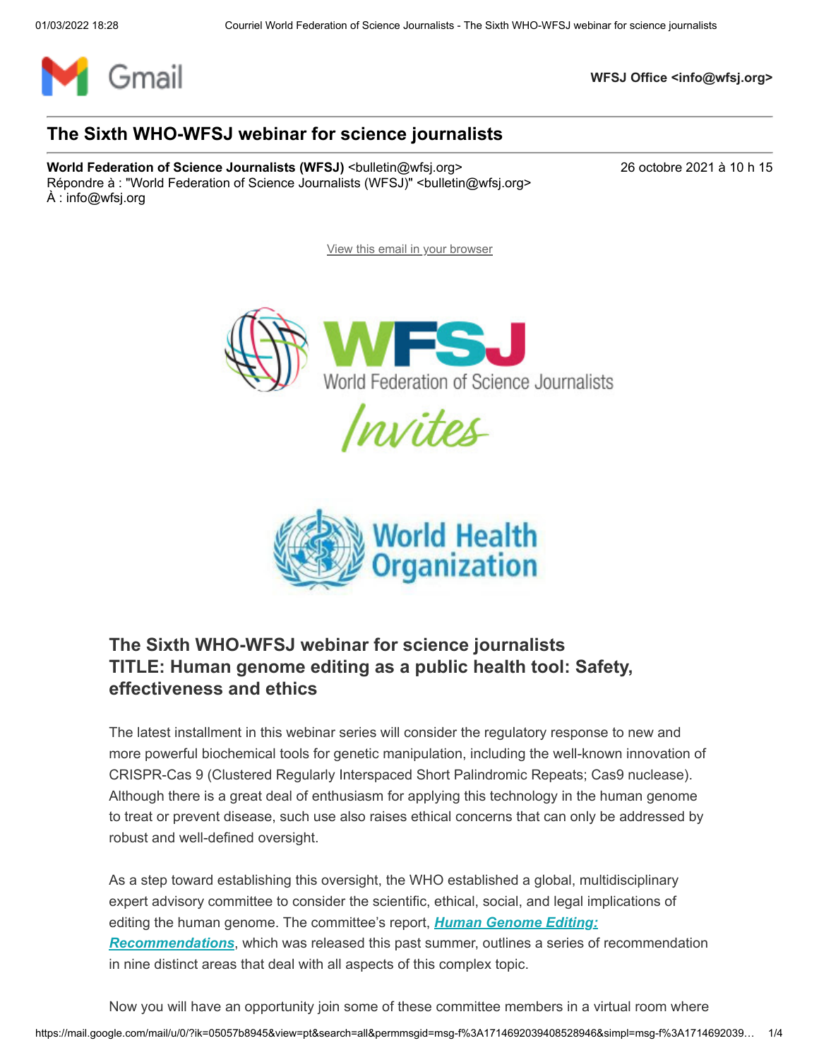WFSJ Office <info@wfsj.org>

# The Sixth WHO-WFSJ webinar for science journalists

**World Federation of Science Journalists (WFSJ)** <bulletin@wfsj.org>
Répondre à : "World Federation of Science Journalists (WFSJ)" <bulletin@wfsj.org>
À : info@wfsj.org

26 octobre 2021 à 10 h 15

View this email in your browser

WFSJ
World Federation of Science Journalists
Invites

World Health Organization

## The Sixth WHO-WFSJ webinar for science journalists
## TITLE: Human genome editing as a public health tool: Safety, effectiveness and ethics

The latest installment in this webinar series will consider the regulatory response to new and more powerful biochemical tools for genetic manipulation, including the well-known innovation of CRISPR-Cas 9 (Clustered Regularly Interspaced Short Palindromic Repeats; Cas9 nuclease). Although there is a great deal of enthusiasm for applying this technology in the human genome to treat or prevent disease, such use also raises ethical concerns that can only be addressed by robust and well-defined oversight.

As a step toward establishing this oversight, the WHO established a global, multidisciplinary expert advisory committee to consider the scientific, ethical, social, and legal implications of editing the human genome. The committee's report, ***Human Genome Editing: Recommendations***, which was released this past summer, outlines a series of recommendation in nine distinct areas that deal with all aspects of this complex topic.

Now you will have an opportunity join some of these committee members in a virtual room where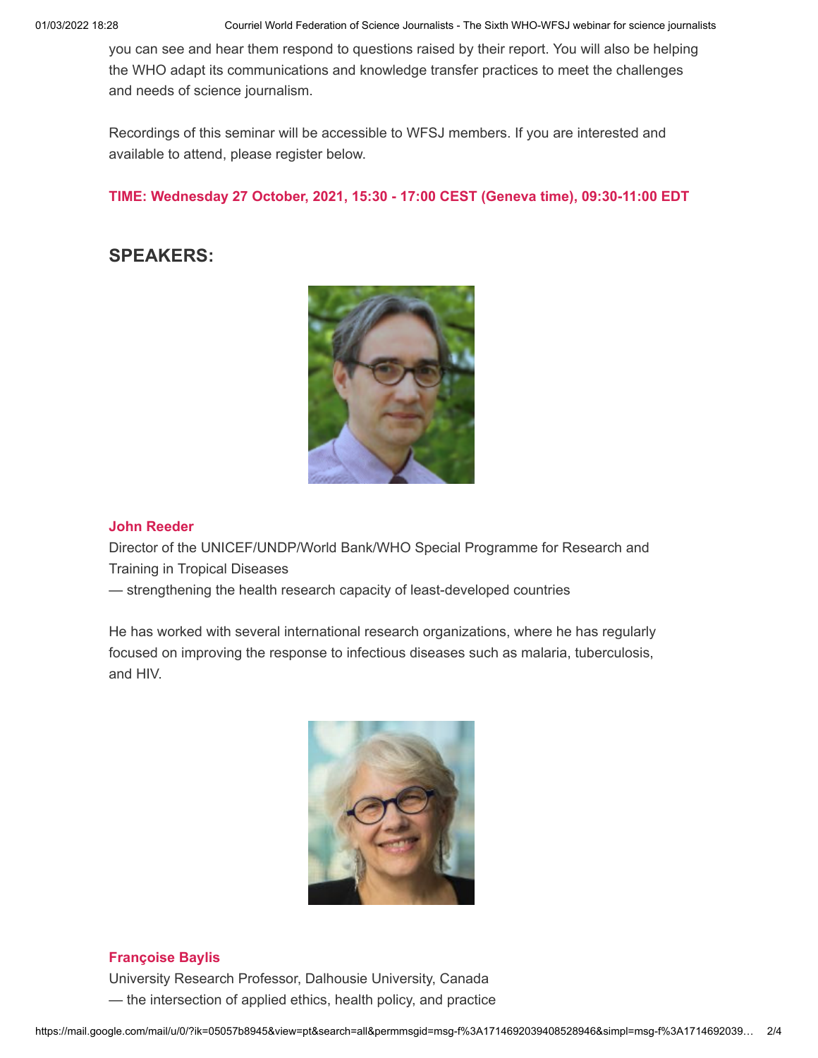you can see and hear them respond to questions raised by their report. You will also be helping the WHO adapt its communications and knowledge transfer practices to meet the challenges and needs of science journalism.

Recordings of this seminar will be accessible to WFSJ members. If you are interested and available to attend, please register below.

**TIME: Wednesday 27 October, 2021, 15:30 - 17:00 CEST (Geneva time), 09:30-11:00 EDT**

## SPEAKERS:

**John Reeder**

Director of the UNICEF/UNDP/World Bank/WHO Special Programme for Research and Training in Tropical Diseases
— strengthening the health research capacity of least-developed countries

He has worked with several international research organizations, where he has regularly focused on improving the response to infectious diseases such as malaria, tuberculosis, and HIV.

**Françoise Baylis**

University Research Professor, Dalhousie University, Canada
— the intersection of applied ethics, health policy, and practice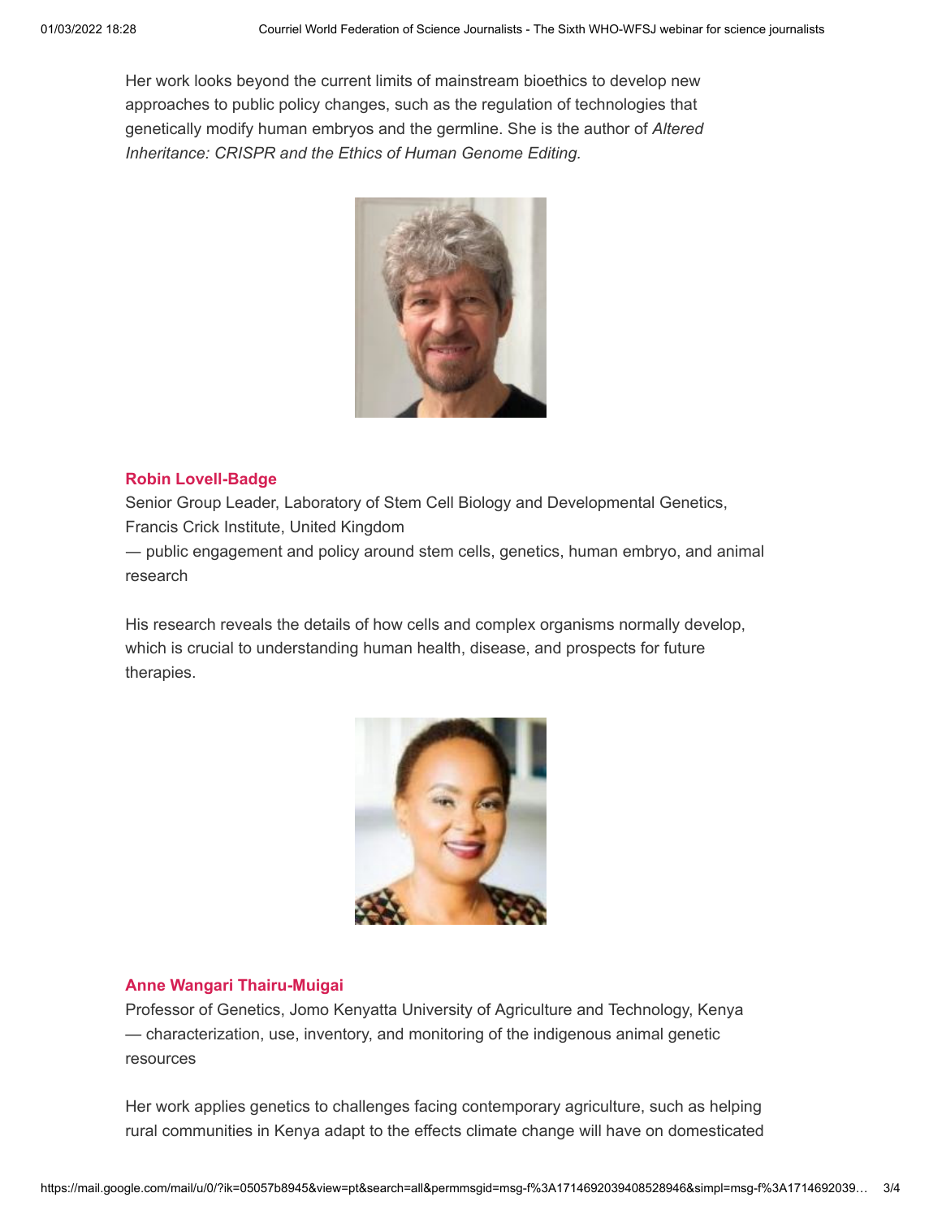Her work looks beyond the current limits of mainstream bioethics to develop new approaches to public policy changes, such as the regulation of technologies that genetically modify human embryos and the germline. She is the author of *Altered Inheritance: CRISPR and the Ethics of Human Genome Editing.*

**Robin Lovell-Badge**

Senior Group Leader, Laboratory of Stem Cell Biology and Developmental Genetics, Francis Crick Institute, United Kingdom
— public engagement and policy around stem cells, genetics, human embryo, and animal research

His research reveals the details of how cells and complex organisms normally develop, which is crucial to understanding human health, disease, and prospects for future therapies.

**Anne Wangari Thairu-Muigai**

Professor of Genetics, Jomo Kenyatta University of Agriculture and Technology, Kenya
— characterization, use, inventory, and monitoring of the indigenous animal genetic resources

Her work applies genetics to challenges facing contemporary agriculture, such as helping rural communities in Kenya adapt to the effects climate change will have on domesticated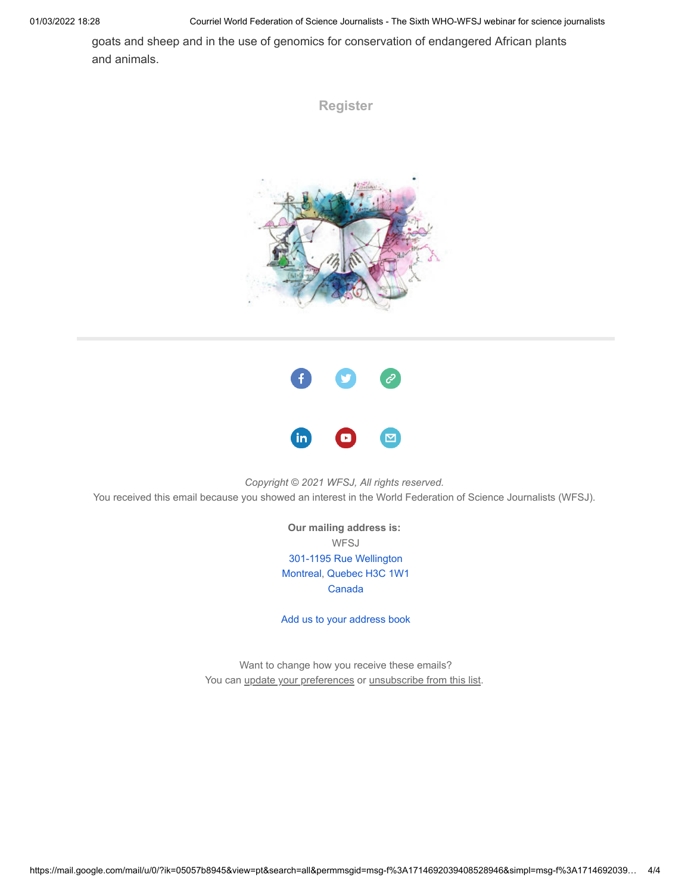goats and sheep and in the use of genomics for conservation of endangered African plants and animals.

Register

*Copyright © 2021 WFSJ, All rights reserved.*
You received this email because you showed an interest in the World Federation of Science Journalists (WFSJ).

**Our mailing address is:**
WFSJ
301-1195 Rue Wellington
Montreal, Quebec H3C 1W1
Canada

Add us to your address book

Want to change how you receive these emails?
You can update your preferences or unsubscribe from this list.